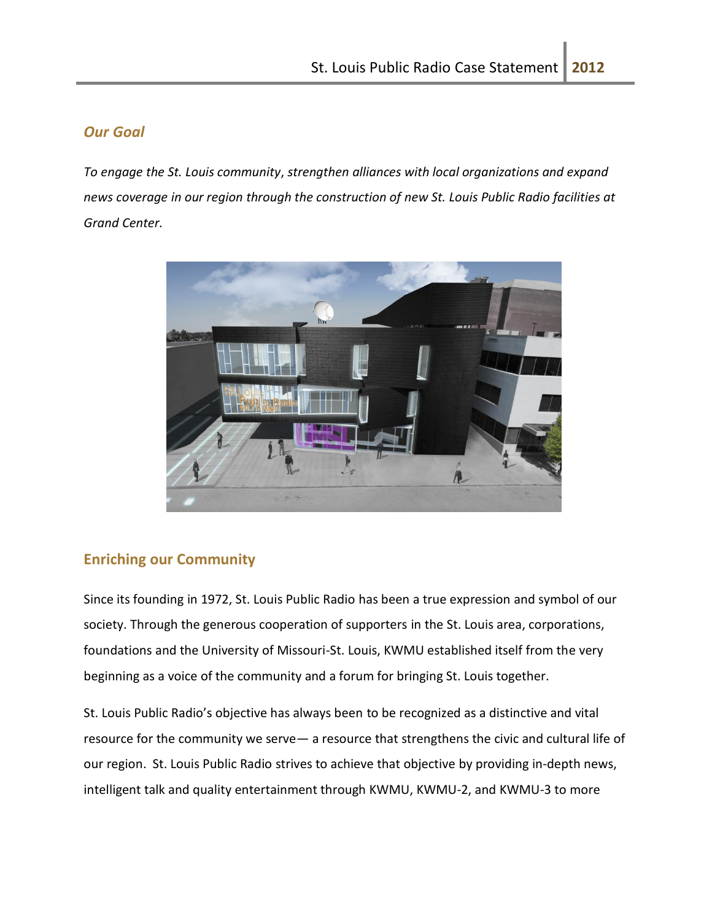## *Our Goal*

*To engage the St. Louis community, strengthen alliances with local organizations and expand news coverage in our region through the construction of new St. Louis Public Radio facilities at Grand Center.*

## Enriching our Community

Since its founding in 1972, St. Louis Public Radio has been a true expression and symbol of our society. Through the generous cooperation of supporters in the St. Louis area, corporations, foundations and the University of Missouri-St. Louis, KWMU established itself from the very beginning as a voice of the community and a forum for bringing St. Louis together.

St. Louis Public Radio's objective has always been to be recognized as a distinctive and vital resource for the community we serve— a resource that strengthens the civic and cultural life of our region. St. Louis Public Radio strives to achieve that objective by providing in-depth news, intelligent talk and quality entertainment through KWMU, KWMU-2, and KWMU-3 to more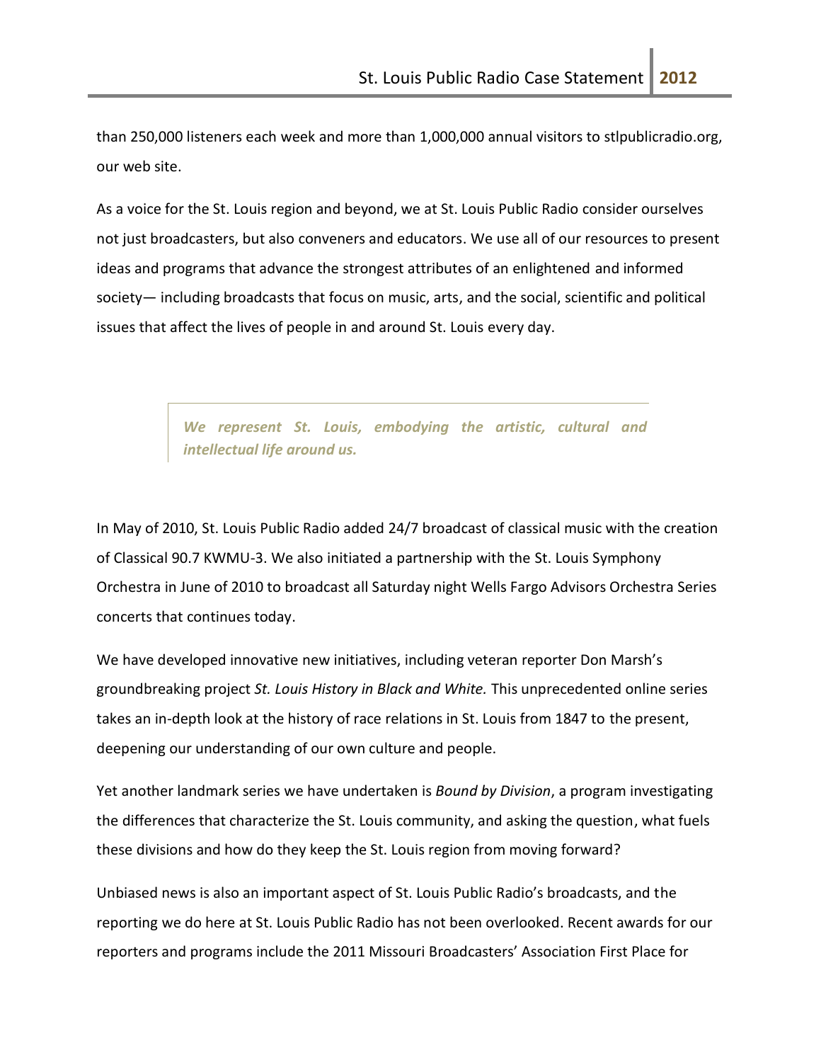than 250,000 listeners each week and more than 1,000,000 annual visitors to stlpublicradio.org, our web site.

As a voice for the St. Louis region and beyond, we at St. Louis Public Radio consider ourselves not just broadcasters, but also conveners and educators. We use all of our resources to present ideas and programs that advance the strongest attributes of an enlightened and informed society— including broadcasts that focus on music, arts, and the social, scientific and political issues that affect the lives of people in and around St. Louis every day.

> ***We represent St. Louis, embodying the artistic, cultural and intellectual life around us.***

In May of 2010, St. Louis Public Radio added 24/7 broadcast of classical music with the creation of Classical 90.7 KWMU-3. We also initiated a partnership with the St. Louis Symphony Orchestra in June of 2010 to broadcast all Saturday night Wells Fargo Advisors Orchestra Series concerts that continues today.

We have developed innovative new initiatives, including veteran reporter Don Marsh's groundbreaking project *St. Louis History in Black and White.* This unprecedented online series takes an in-depth look at the history of race relations in St. Louis from 1847 to the present, deepening our understanding of our own culture and people.

Yet another landmark series we have undertaken is *Bound by Division*, a program investigating the differences that characterize the St. Louis community, and asking the question, what fuels these divisions and how do they keep the St. Louis region from moving forward?

Unbiased news is also an important aspect of St. Louis Public Radio's broadcasts, and the reporting we do here at St. Louis Public Radio has not been overlooked. Recent awards for our reporters and programs include the 2011 Missouri Broadcasters' Association First Place for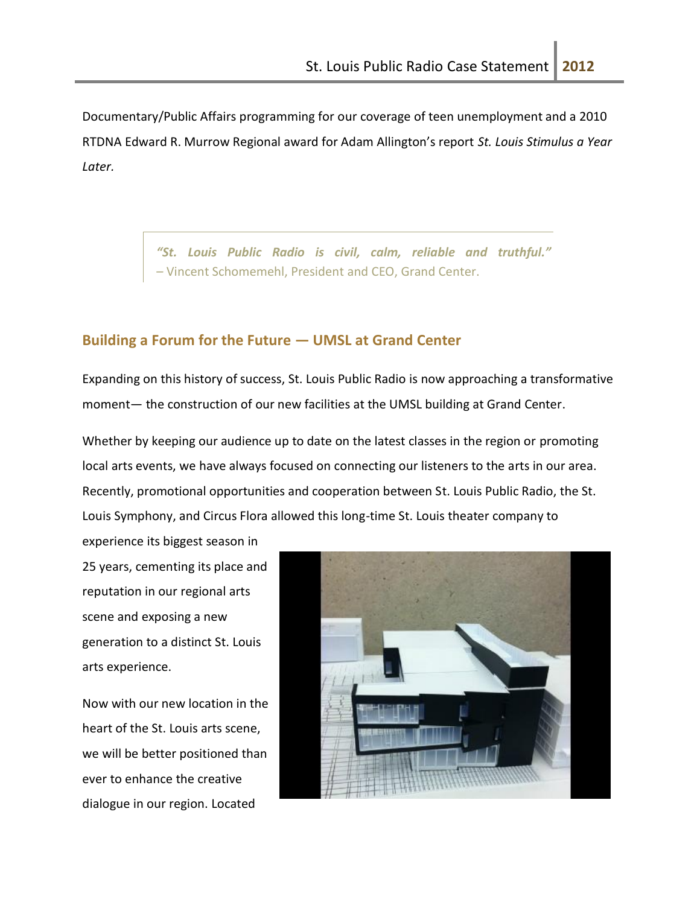Documentary/Public Affairs programming for our coverage of teen unemployment and a 2010 RTDNA Edward R. Murrow Regional award for Adam Allington's report *St. Louis Stimulus a Year Later.*

> ***"St. Louis Public Radio is civil, calm, reliable and truthful."*** – Vincent Schomemehl, President and CEO, Grand Center.

## Building a Forum for the Future — UMSL at Grand Center

Expanding on this history of success, St. Louis Public Radio is now approaching a transformative moment— the construction of our new facilities at the UMSL building at Grand Center.

Whether by keeping our audience up to date on the latest classes in the region or promoting local arts events, we have always focused on connecting our listeners to the arts in our area. Recently, promotional opportunities and cooperation between St. Louis Public Radio, the St. Louis Symphony, and Circus Flora allowed this long-time St. Louis theater company to experience its biggest season in 25 years, cementing its place and reputation in our regional arts scene and exposing a new generation to a distinct St. Louis arts experience.

Now with our new location in the heart of the St. Louis arts scene, we will be better positioned than ever to enhance the creative dialogue in our region. Located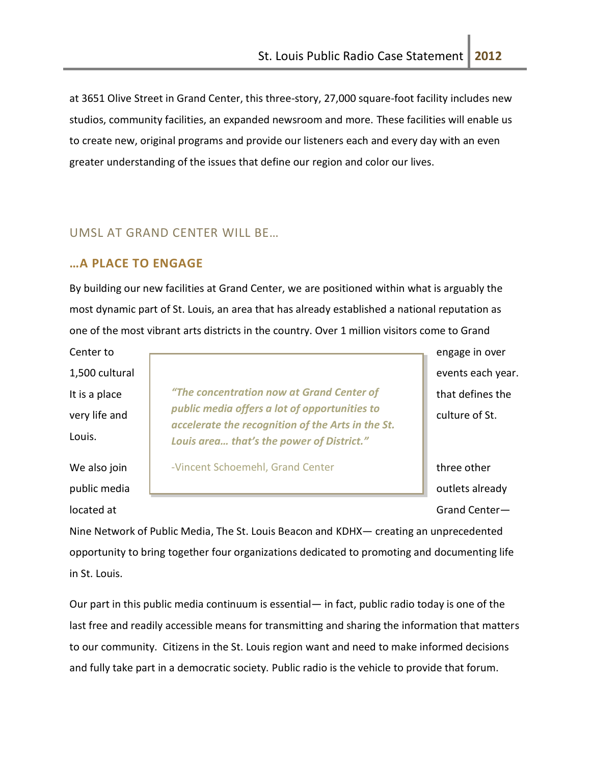at 3651 Olive Street in Grand Center, this three-story, 27,000 square-foot facility includes new studios, community facilities, an expanded newsroom and more. These facilities will enable us to create new, original programs and provide our listeners each and every day with an even greater understanding of the issues that define our region and color our lives.

## UMSL AT GRAND CENTER WILL BE…

### …A PLACE TO ENGAGE

By building our new facilities at Grand Center, we are positioned within what is arguably the most dynamic part of St. Louis, an area that has already established a national reputation as one of the most vibrant arts districts in the country. Over 1 million visitors come to Grand Center to engage in over 1,500 cultural events each year. It is a place that defines the very life and culture of St. Louis.

> ***"The concentration now at Grand Center of public media offers a lot of opportunities to accelerate the recognition of the Arts in the St. Louis area… that's the power of District."***
>
> -Vincent Schoemehl, Grand Center

We also join three other public media outlets already located at Grand Center— Nine Network of Public Media, The St. Louis Beacon and KDHX— creating an unprecedented opportunity to bring together four organizations dedicated to promoting and documenting life in St. Louis.

Our part in this public media continuum is essential— in fact, public radio today is one of the last free and readily accessible means for transmitting and sharing the information that matters to our community. Citizens in the St. Louis region want and need to make informed decisions and fully take part in a democratic society. Public radio is the vehicle to provide that forum.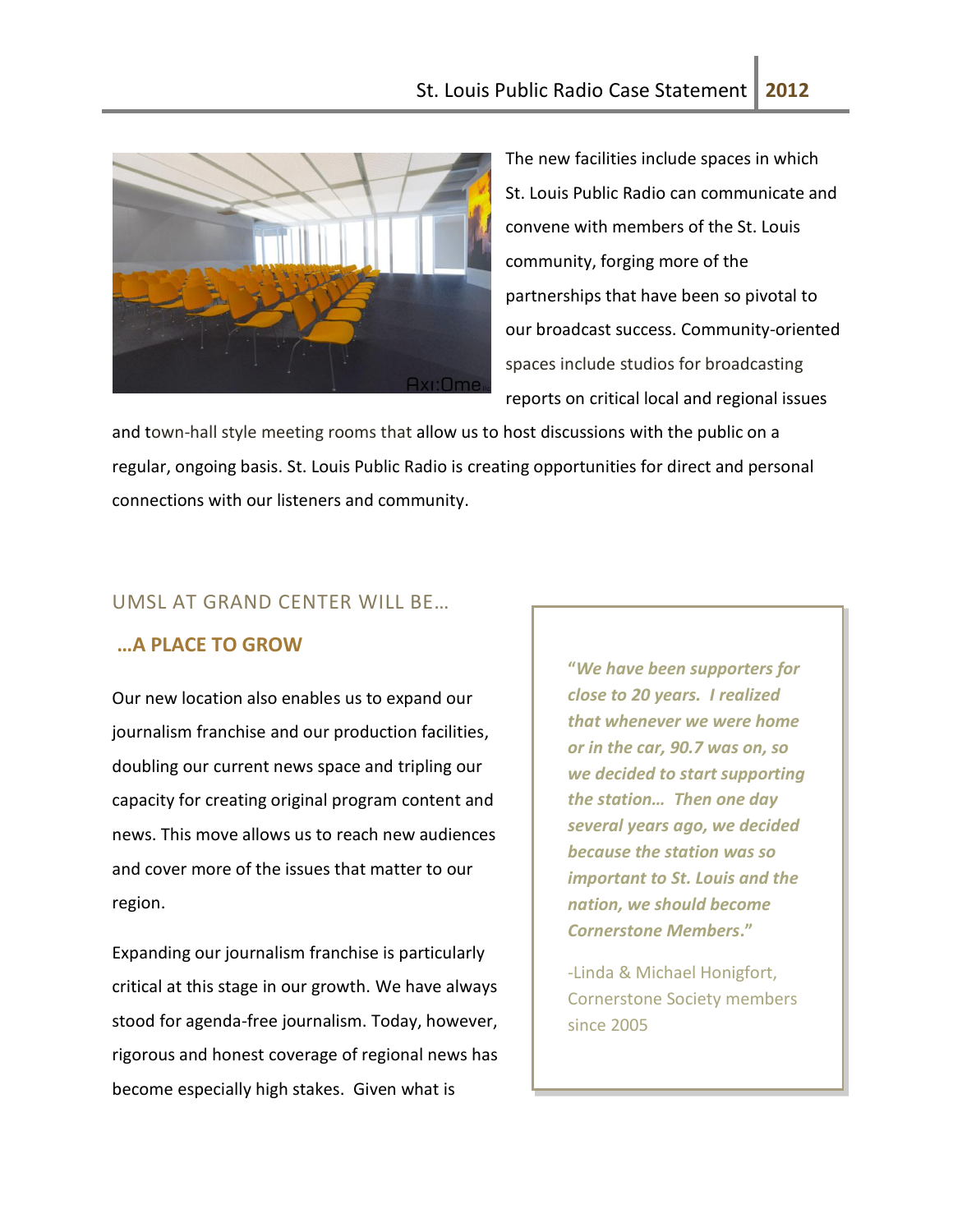The new facilities include spaces in which St. Louis Public Radio can communicate and convene with members of the St. Louis community, forging more of the partnerships that have been so pivotal to our broadcast success. Community-oriented spaces include studios for broadcasting reports on critical local and regional issues and town-hall style meeting rooms that allow us to host discussions with the public on a regular, ongoing basis. St. Louis Public Radio is creating opportunities for direct and personal connections with our listeners and community.

## UMSL AT GRAND CENTER WILL BE…

### …A PLACE TO GROW

Our new location also enables us to expand our journalism franchise and our production facilities, doubling our current news space and tripling our capacity for creating original program content and news. This move allows us to reach new audiences and cover more of the issues that matter to our region.

Expanding our journalism franchise is particularly critical at this stage in our growth. We have always stood for agenda-free journalism. Today, however, rigorous and honest coverage of regional news has become especially high stakes. Given what is

> ***"We have been supporters for close to 20 years. I realized that whenever we were home or in the car, 90.7 was on, so we decided to start supporting the station… Then one day several years ago, we decided because the station was so important to St. Louis and the nation, we should become Cornerstone Members."***
>
> -Linda & Michael Honigfort, Cornerstone Society members since 2005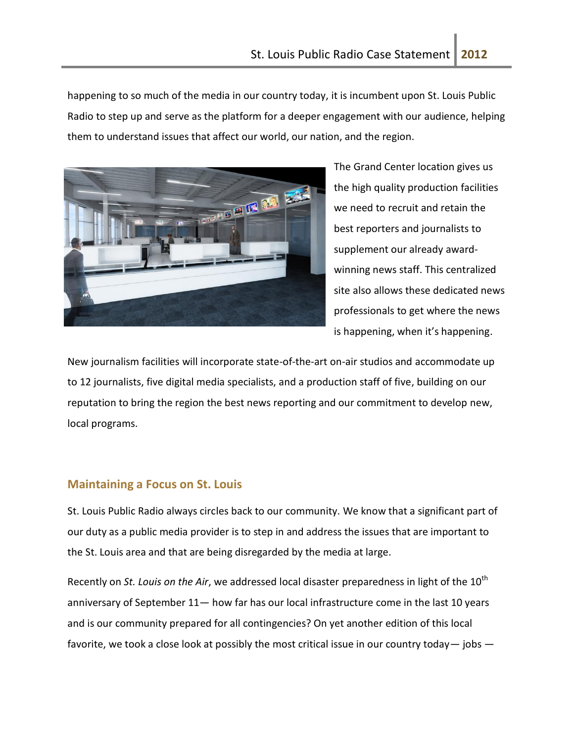happening to so much of the media in our country today, it is incumbent upon St. Louis Public Radio to step up and serve as the platform for a deeper engagement with our audience, helping them to understand issues that affect our world, our nation, and the region.

The Grand Center location gives us the high quality production facilities we need to recruit and retain the best reporters and journalists to supplement our already award-winning news staff. This centralized site also allows these dedicated news professionals to get where the news is happening, when it's happening.

New journalism facilities will incorporate state-of-the-art on-air studios and accommodate up to 12 journalists, five digital media specialists, and a production staff of five, building on our reputation to bring the region the best news reporting and our commitment to develop new, local programs.

## Maintaining a Focus on St. Louis

St. Louis Public Radio always circles back to our community. We know that a significant part of our duty as a public media provider is to step in and address the issues that are important to the St. Louis area and that are being disregarded by the media at large.

Recently on *St. Louis on the Air*, we addressed local disaster preparedness in light of the 10th anniversary of September 11— how far has our local infrastructure come in the last 10 years and is our community prepared for all contingencies? On yet another edition of this local favorite, we took a close look at possibly the most critical issue in our country today— jobs —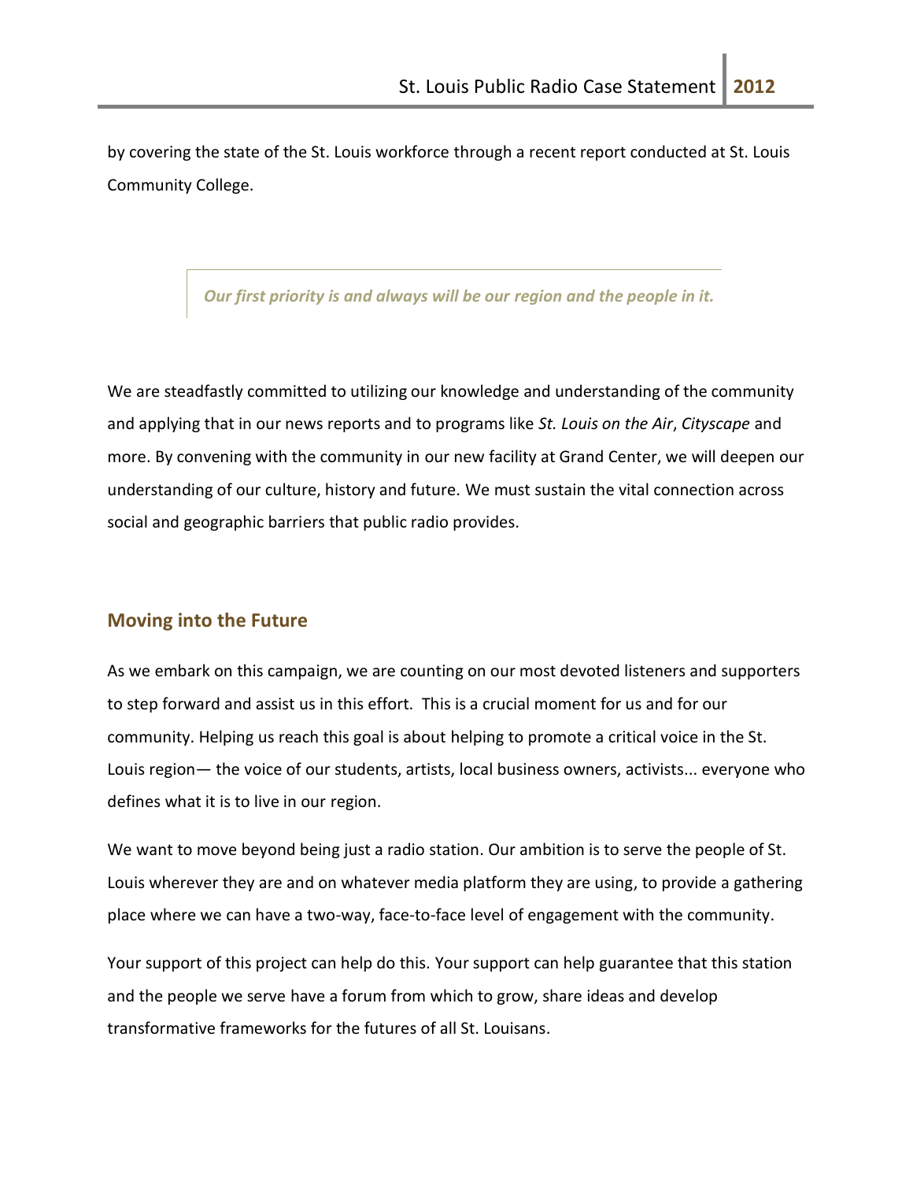by covering the state of the St. Louis workforce through a recent report conducted at St. Louis Community College.

> ***Our first priority is and always will be our region and the people in it.***

We are steadfastly committed to utilizing our knowledge and understanding of the community and applying that in our news reports and to programs like *St. Louis on the Air*, *Cityscape* and more. By convening with the community in our new facility at Grand Center, we will deepen our understanding of our culture, history and future. We must sustain the vital connection across social and geographic barriers that public radio provides.

## Moving into the Future

As we embark on this campaign, we are counting on our most devoted listeners and supporters to step forward and assist us in this effort. This is a crucial moment for us and for our community. Helping us reach this goal is about helping to promote a critical voice in the St. Louis region— the voice of our students, artists, local business owners, activists... everyone who defines what it is to live in our region.

We want to move beyond being just a radio station. Our ambition is to serve the people of St. Louis wherever they are and on whatever media platform they are using, to provide a gathering place where we can have a two-way, face-to-face level of engagement with the community.

Your support of this project can help do this. Your support can help guarantee that this station and the people we serve have a forum from which to grow, share ideas and develop transformative frameworks for the futures of all St. Louisans.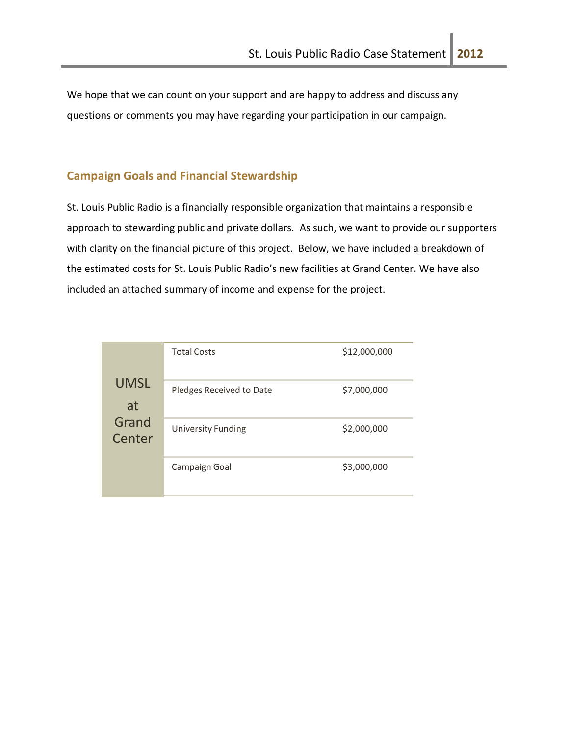We hope that we can count on your support and are happy to address and discuss any questions or comments you may have regarding your participation in our campaign.

## Campaign Goals and Financial Stewardship

St. Louis Public Radio is a financially responsible organization that maintains a responsible approach to stewarding public and private dollars. As such, we want to provide our supporters with clarity on the financial picture of this project. Below, we have included a breakdown of the estimated costs for St. Louis Public Radio's new facilities at Grand Center. We have also included an attached summary of income and expense for the project.

| | | |
|---|---|---|
| UMSL at Grand Center | Total Costs | $12,000,000 |
| | Pledges Received to Date | $7,000,000 |
| | University Funding | $2,000,000 |
| | Campaign Goal | $3,000,000 |